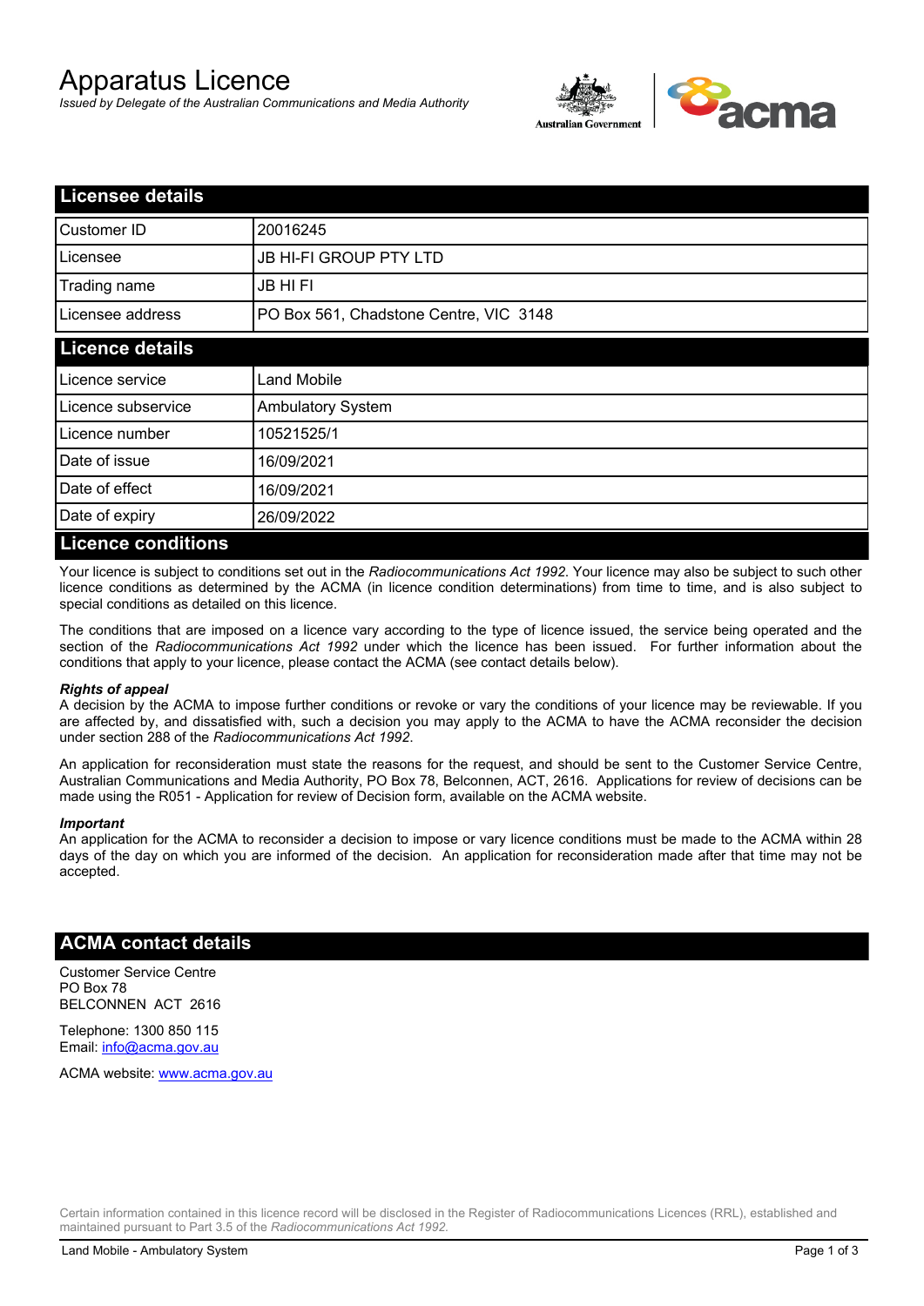# Apparatus Licence

*Issued by Delegate of the Australian Communications and Media Authority*

## Licensee details

| | |
|---|---|
| Customer ID | 20016245 |
| Licensee | JB HI-FI GROUP PTY LTD |
| Trading name | JB HI FI |
| Licensee address | PO Box 561, Chadstone Centre, VIC 3148 |

## Licence details

| | |
|---|---|
| Licence service | Land Mobile |
| Licence subservice | Ambulatory System |
| Licence number | 10521525/1 |
| Date of issue | 16/09/2021 |
| Date of effect | 16/09/2021 |
| Date of expiry | 26/09/2022 |

## Licence conditions

Your licence is subject to conditions set out in the *Radiocommunications Act 1992*. Your licence may also be subject to such other licence conditions as determined by the ACMA (in licence condition determinations) from time to time, and is also subject to special conditions as detailed on this licence.

The conditions that are imposed on a licence vary according to the type of licence issued, the service being operated and the section of the *Radiocommunications Act 1992* under which the licence has been issued. For further information about the conditions that apply to your licence, please contact the ACMA (see contact details below).

***Rights of appeal***

A decision by the ACMA to impose further conditions or revoke or vary the conditions of your licence may be reviewable. If you are affected by, and dissatisfied with, such a decision you may apply to the ACMA to have the ACMA reconsider the decision under section 288 of the *Radiocommunications Act 1992*.

An application for reconsideration must state the reasons for the request, and should be sent to the Customer Service Centre, Australian Communications and Media Authority, PO Box 78, Belconnen, ACT, 2616. Applications for review of decisions can be made using the R051 - Application for review of Decision form, available on the ACMA website.

***Important***

An application for the ACMA to reconsider a decision to impose or vary licence conditions must be made to the ACMA within 28 days of the day on which you are informed of the decision. An application for reconsideration made after that time may not be accepted.

## ACMA contact details

Customer Service Centre
PO Box 78
BELCONNEN ACT 2616

Telephone: 1300 850 115
Email: info@acma.gov.au

ACMA website: www.acma.gov.au

Certain information contained in this licence record will be disclosed in the Register of Radiocommunications Licences (RRL), established and maintained pursuant to Part 3.5 of the *Radiocommunications Act 1992.*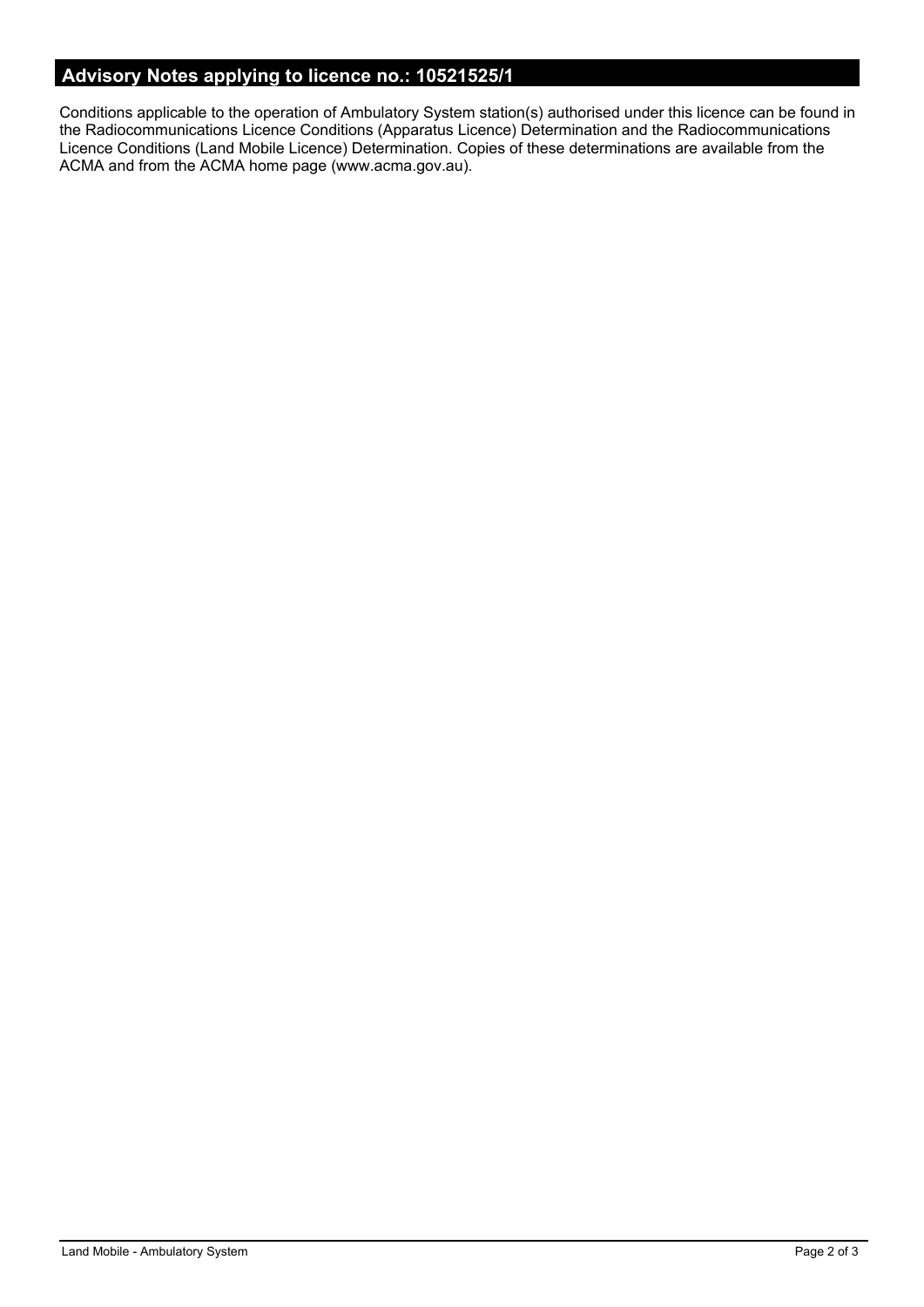## Advisory Notes applying to licence no.: 10521525/1

Conditions applicable to the operation of Ambulatory System station(s) authorised under this licence can be found in the Radiocommunications Licence Conditions (Apparatus Licence) Determination and the Radiocommunications Licence Conditions (Land Mobile Licence) Determination. Copies of these determinations are available from the ACMA and from the ACMA home page (www.acma.gov.au).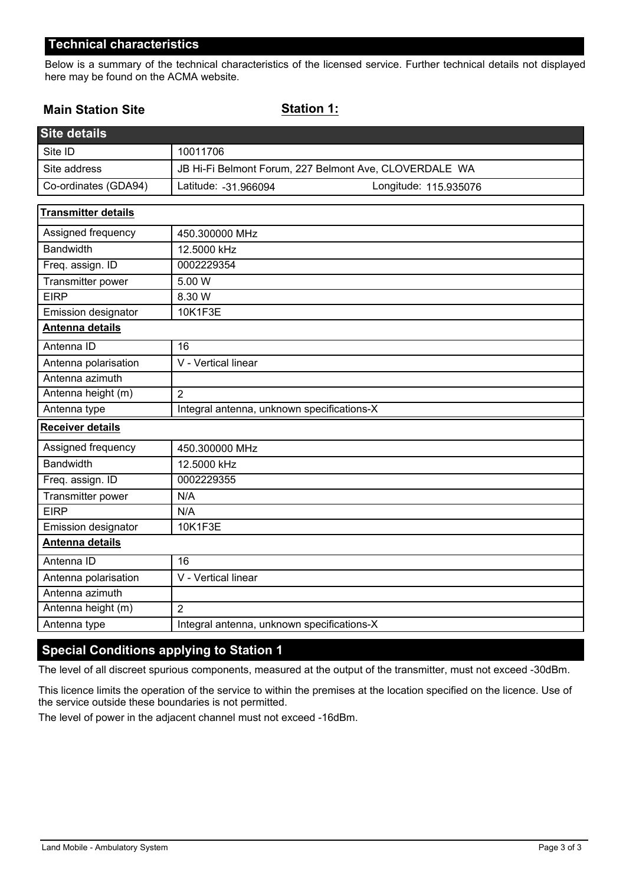## Technical characteristics

Below is a summary of the technical characteristics of the licensed service. Further technical details not displayed here may be found on the ACMA website.

**Main Station Site** **Station 1:**

| Site details | |
|---|---|
| Site ID | 10011706 |
| Site address | JB Hi-Fi Belmont Forum, 227 Belmont Ave, CLOVERDALE WA |
| Co-ordinates (GDA94) | Latitude: -31.966094 Longitude: 115.935076 |

| Transmitter details | |
|---|---|
| Assigned frequency | 450.300000 MHz |
| Bandwidth | 12.5000 kHz |
| Freq. assign. ID | 0002229354 |
| Transmitter power | 5.00 W |
| EIRP | 8.30 W |
| Emission designator | 10K1F3E |
| **Antenna details** | |
| Antenna ID | 16 |
| Antenna polarisation | V - Vertical linear |
| Antenna azimuth | |
| Antenna height (m) | 2 |
| Antenna type | Integral antenna, unknown specifications-X |
| **Receiver details** | |
| Assigned frequency | 450.300000 MHz |
| Bandwidth | 12.5000 kHz |
| Freq. assign. ID | 0002229355 |
| Transmitter power | N/A |
| EIRP | N/A |
| Emission designator | 10K1F3E |
| **Antenna details** | |
| Antenna ID | 16 |
| Antenna polarisation | V - Vertical linear |
| Antenna azimuth | |
| Antenna height (m) | 2 |
| Antenna type | Integral antenna, unknown specifications-X |

## Special Conditions applying to Station 1

The level of all discreet spurious components, measured at the output of the transmitter, must not exceed -30dBm.

This licence limits the operation of the service to within the premises at the location specified on the licence. Use of the service outside these boundaries is not permitted.

The level of power in the adjacent channel must not exceed -16dBm.